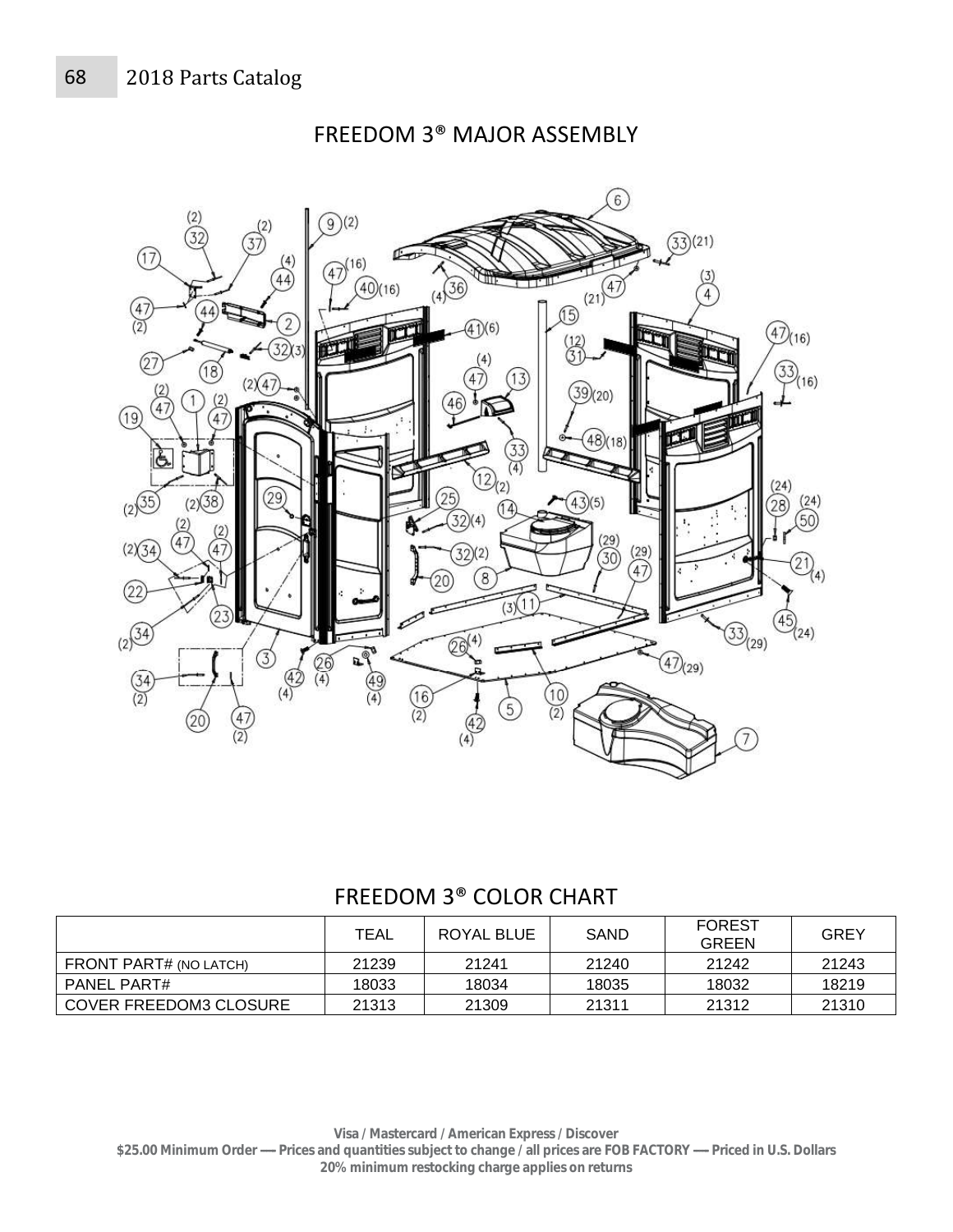# FREEDOM 3® MAJOR ASSEMBLY

## FREEDOM 3® COLOR CHART

| | TEAL | ROYAL BLUE | SAND | FOREST GREEN | GREY |
|---|---|---|---|---|---|
| FRONT PART# (NO LATCH) | 21239 | 21241 | 21240 | 21242 | 21243 |
| PANEL PART# | 18033 | 18034 | 18035 | 18032 | 18219 |
| COVER FREEDOM3 CLOSURE | 21313 | 21309 | 21311 | 21312 | 21310 |

**Visa / Mastercard / American Express / Discover**
**$25.00 Minimum Order — Prices and quantities subject to change / all prices are FOB FACTORY — Priced in U.S. Dollars**
**20% minimum restocking charge applies on returns**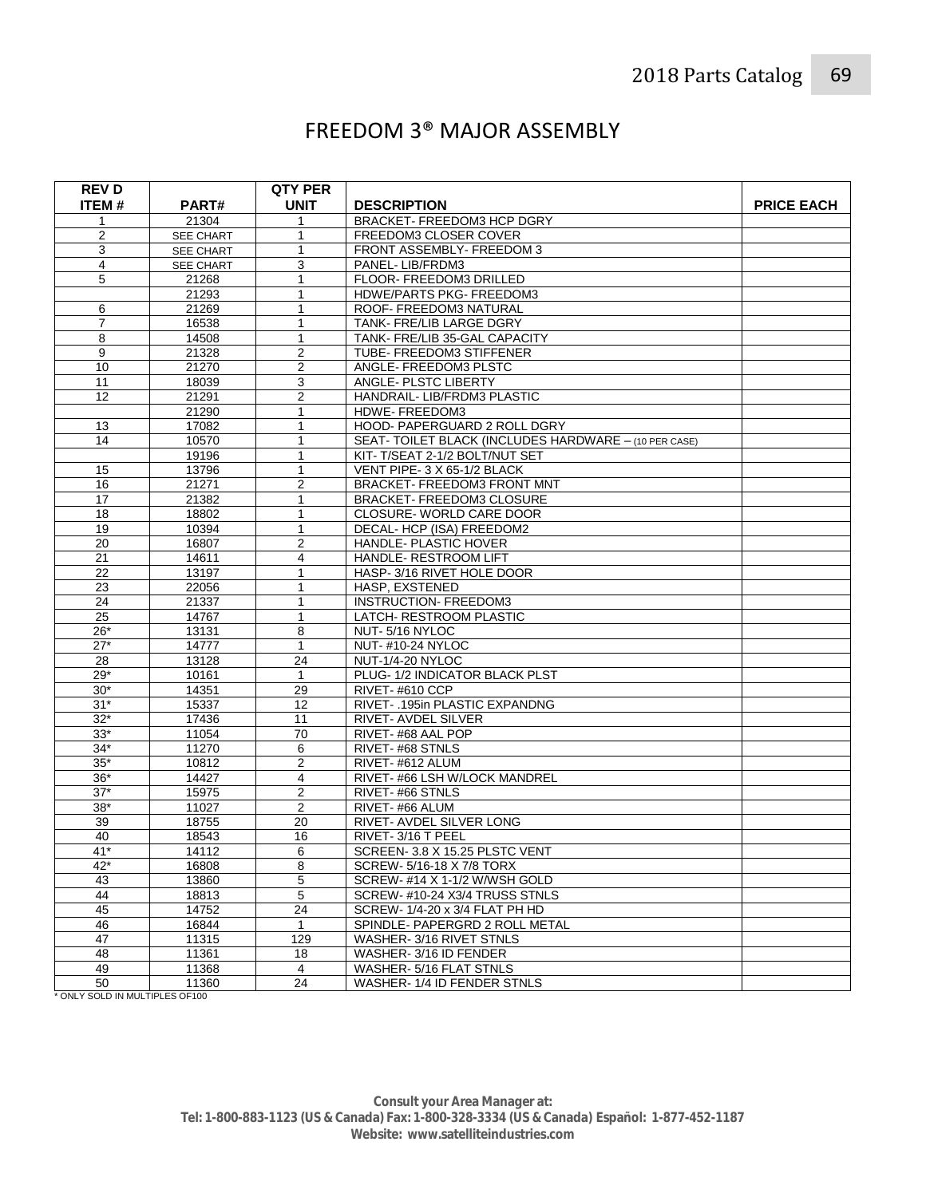# FREEDOM 3® MAJOR ASSEMBLY

| REV D ITEM # | PART# | QTY PER UNIT | DESCRIPTION | PRICE EACH |
|---|---|---|---|---|
| 1 | 21304 | 1 | BRACKET- FREEDOM3 HCP DGRY | |
| 2 | SEE CHART | 1 | FREEDOM3 CLOSER COVER | |
| 3 | SEE CHART | 1 | FRONT ASSEMBLY- FREEDOM 3 | |
| 4 | SEE CHART | 3 | PANEL- LIB/FRDM3 | |
| 5 | 21268 | 1 | FLOOR- FREEDOM3 DRILLED | |
| | 21293 | 1 | HDWE/PARTS PKG- FREEDOM3 | |
| 6 | 21269 | 1 | ROOF- FREEDOM3 NATURAL | |
| 7 | 16538 | 1 | TANK- FRE/LIB LARGE DGRY | |
| 8 | 14508 | 1 | TANK- FRE/LIB 35-GAL CAPACITY | |
| 9 | 21328 | 2 | TUBE- FREEDOM3 STIFFENER | |
| 10 | 21270 | 2 | ANGLE- FREEDOM3 PLSTC | |
| 11 | 18039 | 3 | ANGLE- PLSTC LIBERTY | |
| 12 | 21291 | 2 | HANDRAIL- LIB/FRDM3 PLASTIC | |
| | 21290 | 1 | HDWE- FREEDOM3 | |
| 13 | 17082 | 1 | HOOD- PAPERGUARD 2 ROLL DGRY | |
| 14 | 10570 | 1 | SEAT- TOILET BLACK (INCLUDES HARDWARE – (10 PER CASE) | |
| | 19196 | 1 | KIT- T/SEAT 2-1/2 BOLT/NUT SET | |
| 15 | 13796 | 1 | VENT PIPE- 3 X 65-1/2 BLACK | |
| 16 | 21271 | 2 | BRACKET- FREEDOM3 FRONT MNT | |
| 17 | 21382 | 1 | BRACKET- FREEDOM3 CLOSURE | |
| 18 | 18802 | 1 | CLOSURE- WORLD CARE DOOR | |
| 19 | 10394 | 1 | DECAL- HCP (ISA) FREEDOM2 | |
| 20 | 16807 | 2 | HANDLE- PLASTIC HOVER | |
| 21 | 14611 | 4 | HANDLE- RESTROOM LIFT | |
| 22 | 13197 | 1 | HASP- 3/16 RIVET HOLE DOOR | |
| 23 | 22056 | 1 | HASP, EXSTENED | |
| 24 | 21337 | 1 | INSTRUCTION- FREEDOM3 | |
| 25 | 14767 | 1 | LATCH- RESTROOM PLASTIC | |
| 26* | 13131 | 8 | NUT- 5/16 NYLOC | |
| 27* | 14777 | 1 | NUT- #10-24 NYLOC | |
| 28 | 13128 | 24 | NUT-1/4-20 NYLOC | |
| 29* | 10161 | 1 | PLUG- 1/2 INDICATOR BLACK PLST | |
| 30* | 14351 | 29 | RIVET- #610 CCP | |
| 31* | 15337 | 12 | RIVET- .195in PLASTIC EXPANDNG | |
| 32* | 17436 | 11 | RIVET- AVDEL SILVER | |
| 33* | 11054 | 70 | RIVET- #68 AAL POP | |
| 34* | 11270 | 6 | RIVET- #68 STNLS | |
| 35* | 10812 | 2 | RIVET- #612 ALUM | |
| 36* | 14427 | 4 | RIVET- #66 LSH W/LOCK MANDREL | |
| 37* | 15975 | 2 | RIVET- #66 STNLS | |
| 38* | 11027 | 2 | RIVET- #66 ALUM | |
| 39 | 18755 | 20 | RIVET- AVDEL SILVER LONG | |
| 40 | 18543 | 16 | RIVET- 3/16 T PEEL | |
| 41* | 14112 | 6 | SCREEN- 3.8 X 15.25 PLSTC VENT | |
| 42* | 16808 | 8 | SCREW- 5/16-18 X 7/8 TORX | |
| 43 | 13860 | 5 | SCREW- #14 X 1-1/2 W/WSH GOLD | |
| 44 | 18813 | 5 | SCREW- #10-24 X3/4 TRUSS STNLS | |
| 45 | 14752 | 24 | SCREW- 1/4-20 x 3/4 FLAT PH HD | |
| 46 | 16844 | 1 | SPINDLE- PAPERGRD 2 ROLL METAL | |
| 47 | 11315 | 129 | WASHER- 3/16 RIVET STNLS | |
| 48 | 11361 | 18 | WASHER- 3/16 ID FENDER | |
| 49 | 11368 | 4 | WASHER- 5/16 FLAT STNLS | |
| 50 | 11360 | 24 | WASHER- 1/4 ID FENDER STNLS | |

* ONLY SOLD IN MULTIPLES OF100

**Consult your Area Manager at:**
**Tel: 1-800-883-1123 (US & Canada) Fax: 1-800-328-3334 (US & Canada) Español: 1-877-452-1187**
**Website: www.satelliteindustries.com**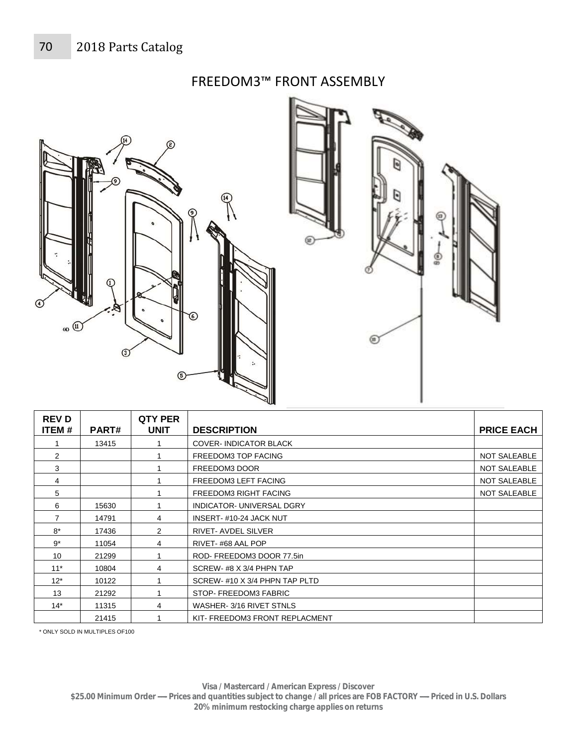# FREEDOM3™ FRONT ASSEMBLY

| REV D ITEM # | PART# | QTY PER UNIT | DESCRIPTION | PRICE EACH |
|---|---|---|---|---|
| 1 | 13415 | 1 | COVER- INDICATOR BLACK | |
| 2 | | 1 | FREEDOM3 TOP FACING | NOT SALEABLE |
| 3 | | 1 | FREEDOM3 DOOR | NOT SALEABLE |
| 4 | | 1 | FREEDOM3 LEFT FACING | NOT SALEABLE |
| 5 | | 1 | FREEDOM3 RIGHT FACING | NOT SALEABLE |
| 6 | 15630 | 1 | INDICATOR- UNIVERSAL DGRY | |
| 7 | 14791 | 4 | INSERT- #10-24 JACK NUT | |
| 8* | 17436 | 2 | RIVET- AVDEL SILVER | |
| 9* | 11054 | 4 | RIVET- #68 AAL POP | |
| 10 | 21299 | 1 | ROD- FREEDOM3 DOOR 77.5in | |
| 11* | 10804 | 4 | SCREW- #8 X 3/4 PHPN TAP | |
| 12* | 10122 | 1 | SCREW- #10 X 3/4 PHPN TAP PLTD | |
| 13 | 21292 | 1 | STOP- FREEDOM3 FABRIC | |
| 14* | 11315 | 4 | WASHER- 3/16 RIVET STNLS | |
| | 21415 | 1 | KIT- FREEDOM3 FRONT REPLACMENT | |

* ONLY SOLD IN MULTIPLES OF100

**Visa / Mastercard / American Express / Discover**
**$25.00 Minimum Order — Prices and quantities subject to change / all prices are FOB FACTORY — Priced in U.S. Dollars**
**20% minimum restocking charge applies on returns**